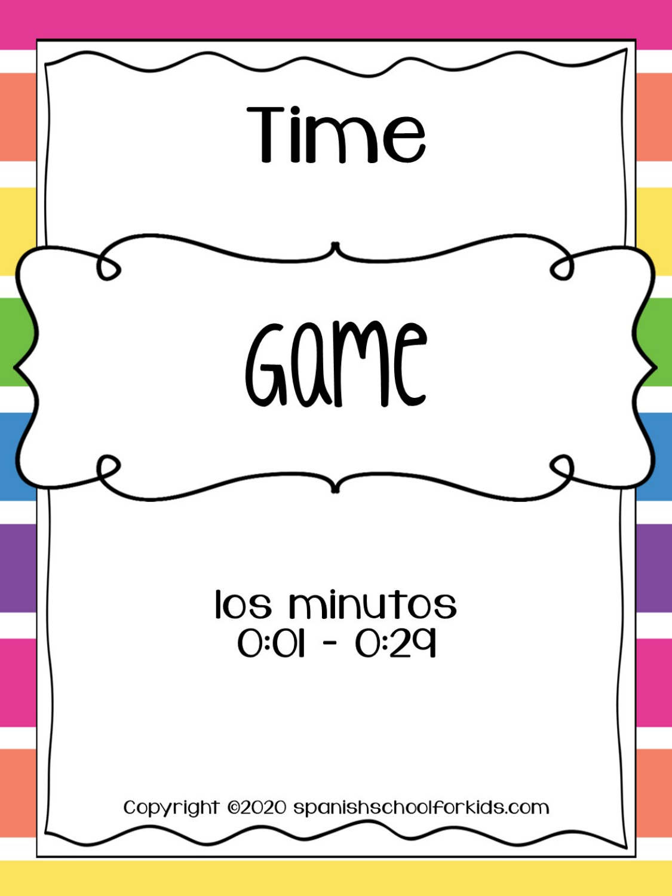# Time

# Game

los minutos
0:01 - 0:29

Copyright ©2020 spanishschoolforkids.com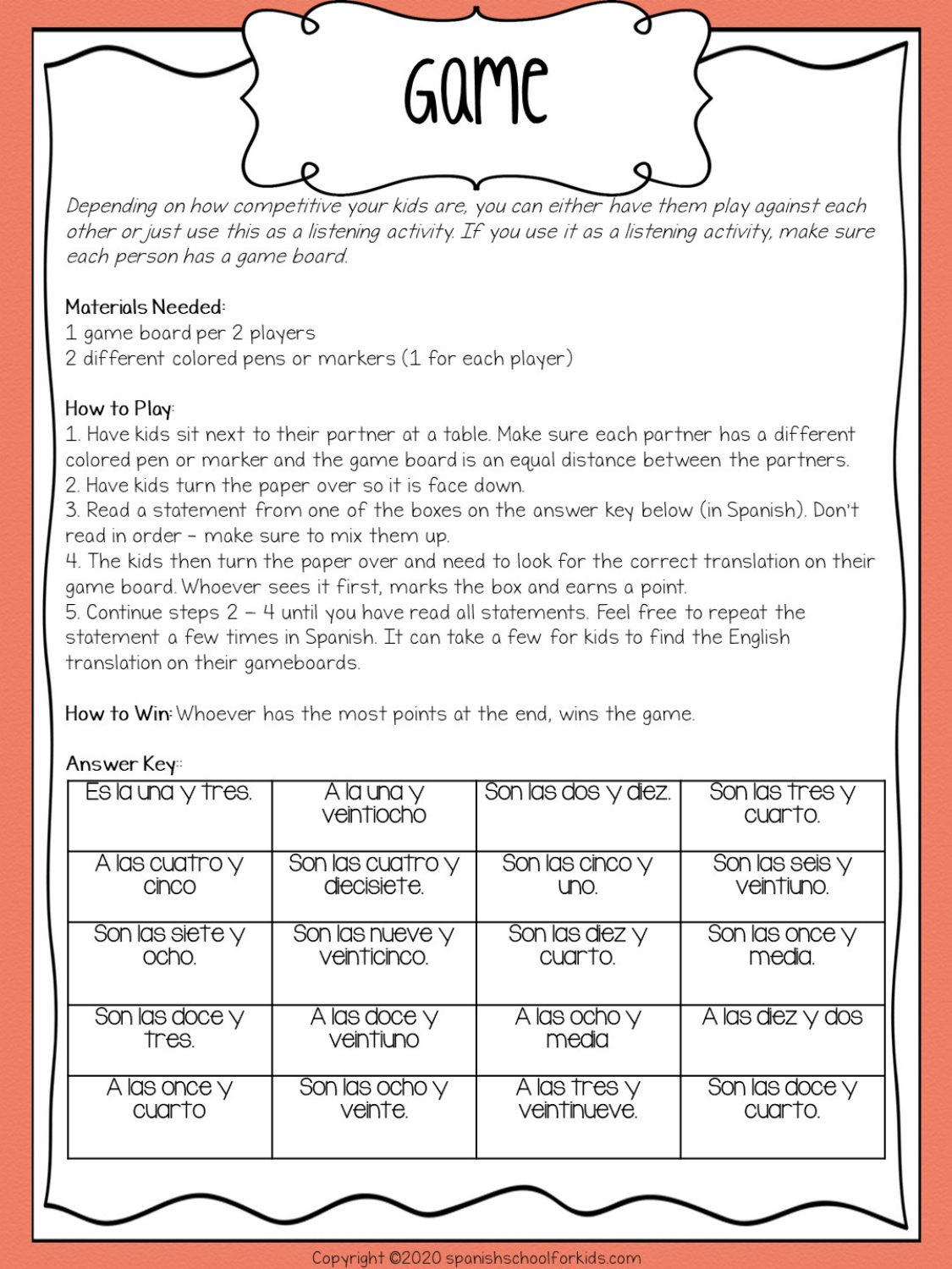# Game

*Depending on how competitive your kids are, you can either have them play against each other or just use this as a listening activity. If you use it as a listening activity, make sure each person has a game board.*

Materials Needed:
1 game board per 2 players
2 different colored pens or markers (1 for each player)

How to Play:
1. Have kids sit next to their partner at a table. Make sure each partner has a different colored pen or marker and the game board is an equal distance between the partners.
2. Have kids turn the paper over so it is face down.
3. Read a statement from one of the boxes on the answer key below (in Spanish). Don't read in order - make sure to mix them up.
4. The kids then turn the paper over and need to look for the correct translation on their game board. Whoever sees it first, marks the box and earns a point.
5. Continue steps 2 – 4 until you have read all statements. Feel free to repeat the statement a few times in Spanish. It can take a few for kids to find the English translation on their gameboards.

How to Win: Whoever has the most points at the end, wins the game.

Answer Key:

| | | | |
|---|---|---|---|
| Es la una y tres. | A la una y veintiocho | Son las dos y diez. | Son las tres y cuarto. |
| A las cuatro y cinco | Son las cuatro y diecisiete. | Son las cinco y uno. | Son las seis y veintiuno. |
| Son las siete y ocho. | Son las nueve y veinticinco. | Son las diez y cuarto. | Son las once y media. |
| Son las doce y tres. | A las doce y veintiuno | A las ocho y media | A las diez y dos |
| A las once y cuarto | Son las ocho y veinte. | A las tres y veintinueve. | Son las doce y cuarto. |

Copyright ©2020 spanishschoolforkids.com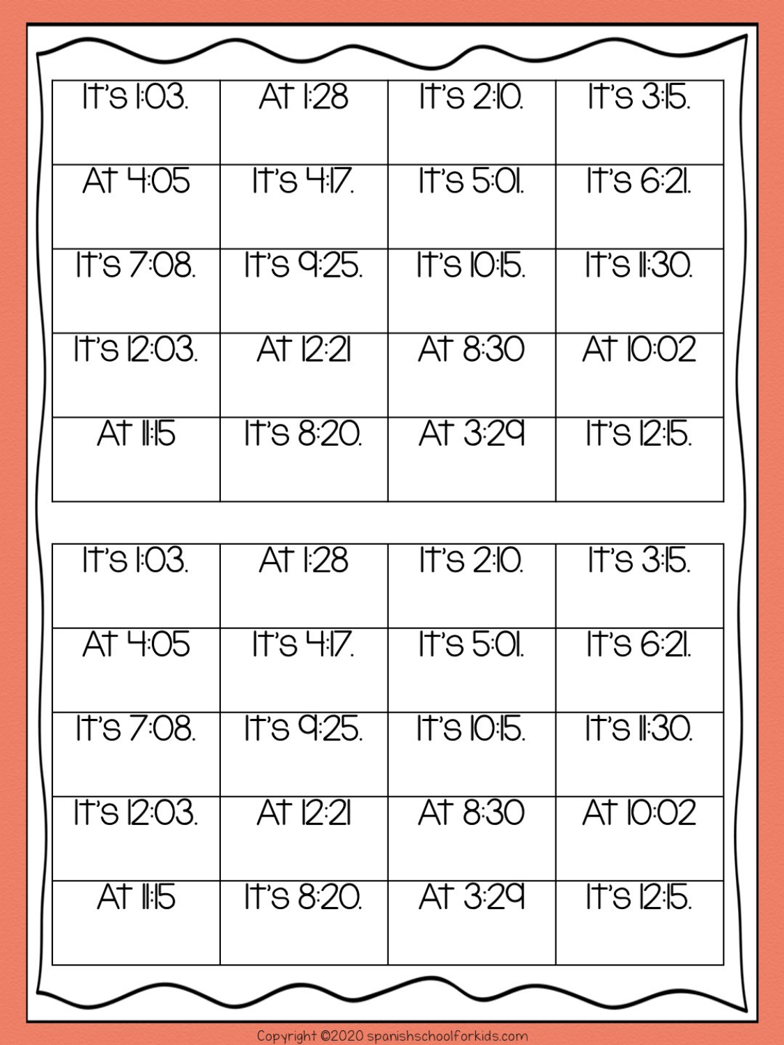| It's 1:03. | At 1:28 | It's 2:10. | It's 3:15. |
| --- | --- | --- | --- |
| At 4:05 | It's 4:17. | It's 5:01. | It's 6:21. |
| It's 7:08. | It's 9:25. | It's 10:15. | It's 11:30. |
| It's 12:03. | At 12:21 | At 8:30 | At 10:02 |
| At 11:15 | It's 8:20. | At 3:29 | It's 12:15. |

| It's 1:03. | At 1:28 | It's 2:10. | It's 3:15. |
| --- | --- | --- | --- |
| At 4:05 | It's 4:17. | It's 5:01. | It's 6:21. |
| It's 7:08. | It's 9:25. | It's 10:15. | It's 11:30. |
| It's 12:03. | At 12:21 | At 8:30 | At 10:02 |
| At 11:15 | It's 8:20. | At 3:29 | It's 12:15. |

Copyright ©2020 spanishschoolforkids.com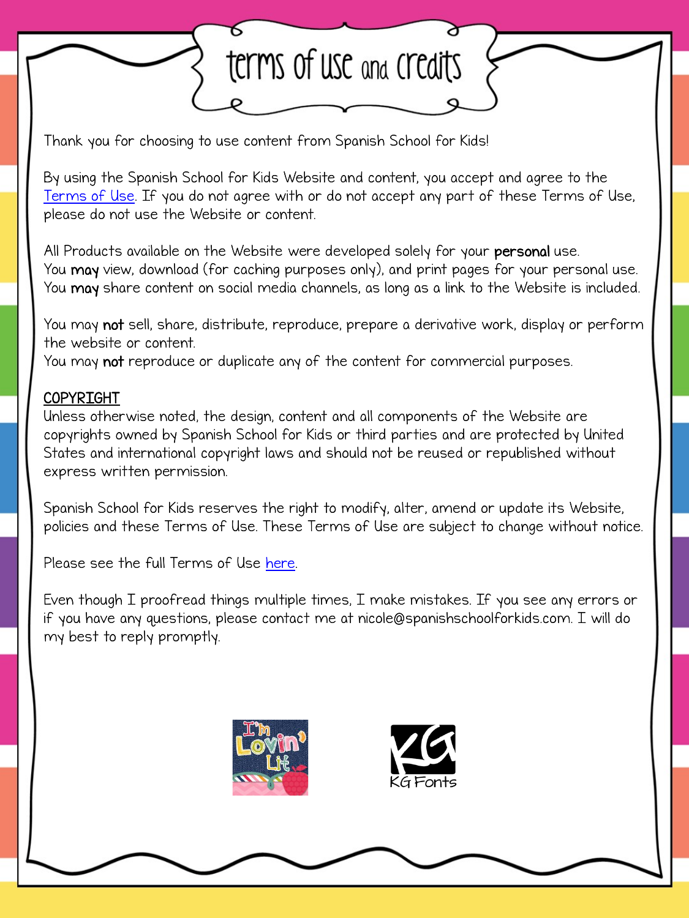# terms of use and credits

Thank you for choosing to use content from Spanish School for Kids!

By using the Spanish School for Kids Website and content, you accept and agree to the Terms of Use. If you do not agree with or do not accept any part of these Terms of Use, please do not use the Website or content.

All Products available on the Website were developed solely for your **personal** use.
You **may** view, download (for caching purposes only), and print pages for your personal use.
You **may** share content on social media channels, as long as a link to the Website is included.

You may **not** sell, share, distribute, reproduce, prepare a derivative work, display or perform the website or content.
You may **not** reproduce or duplicate any of the content for commercial purposes.

**COPYRIGHT**
Unless otherwise noted, the design, content and all components of the Website are copyrights owned by Spanish School for Kids or third parties and are protected by United States and international copyright laws and should not be reused or republished without express written permission.

Spanish School for Kids reserves the right to modify, alter, amend or update its Website, policies and these Terms of Use. These Terms of Use are subject to change without notice.

Please see the full Terms of Use here.

Even though I proofread things multiple times, I make mistakes. If you see any errors or if you have any questions, please contact me at nicole@spanishschoolforkids.com. I will do my best to reply promptly.

I'm Lovin' Lit

KG Fonts